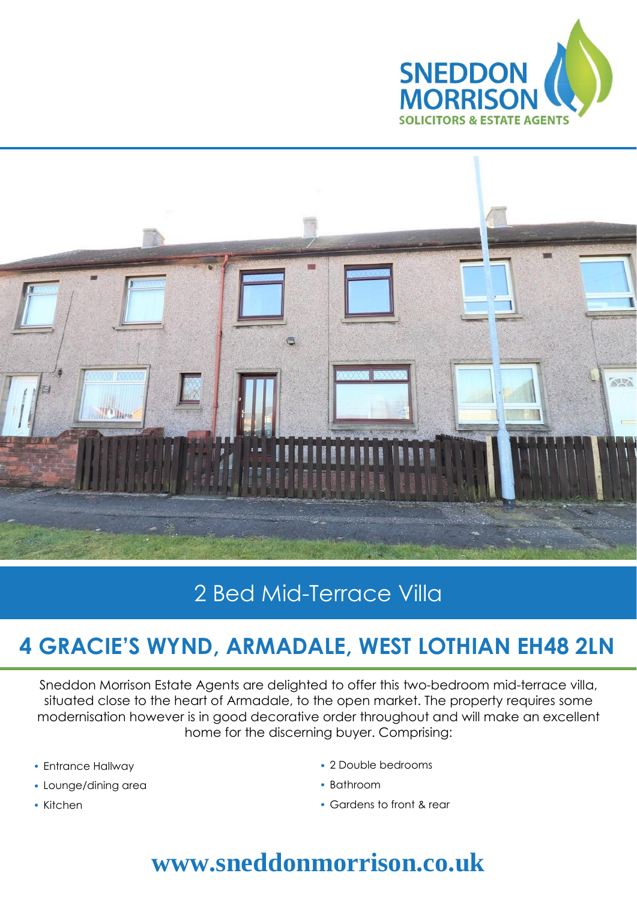SNEDDON MORRISON
SOLICITORS & ESTATE AGENTS

## 2 Bed Mid-Terrace Villa

# 4 GRACIE'S WYND, ARMADALE, WEST LOTHIAN EH48 2LN

Sneddon Morrison Estate Agents are delighted to offer this two-bedroom mid-terrace villa, situated close to the heart of Armadale, to the open market. The property requires some modernisation however is in good decorative order throughout and will make an excellent home for the discerning buyer. Comprising:

- Entrance Hallway
- Lounge/dining area
- Kitchen
- 2 Double bedrooms
- Bathroom
- Gardens to front & rear

**www.sneddonmorrison.co.uk**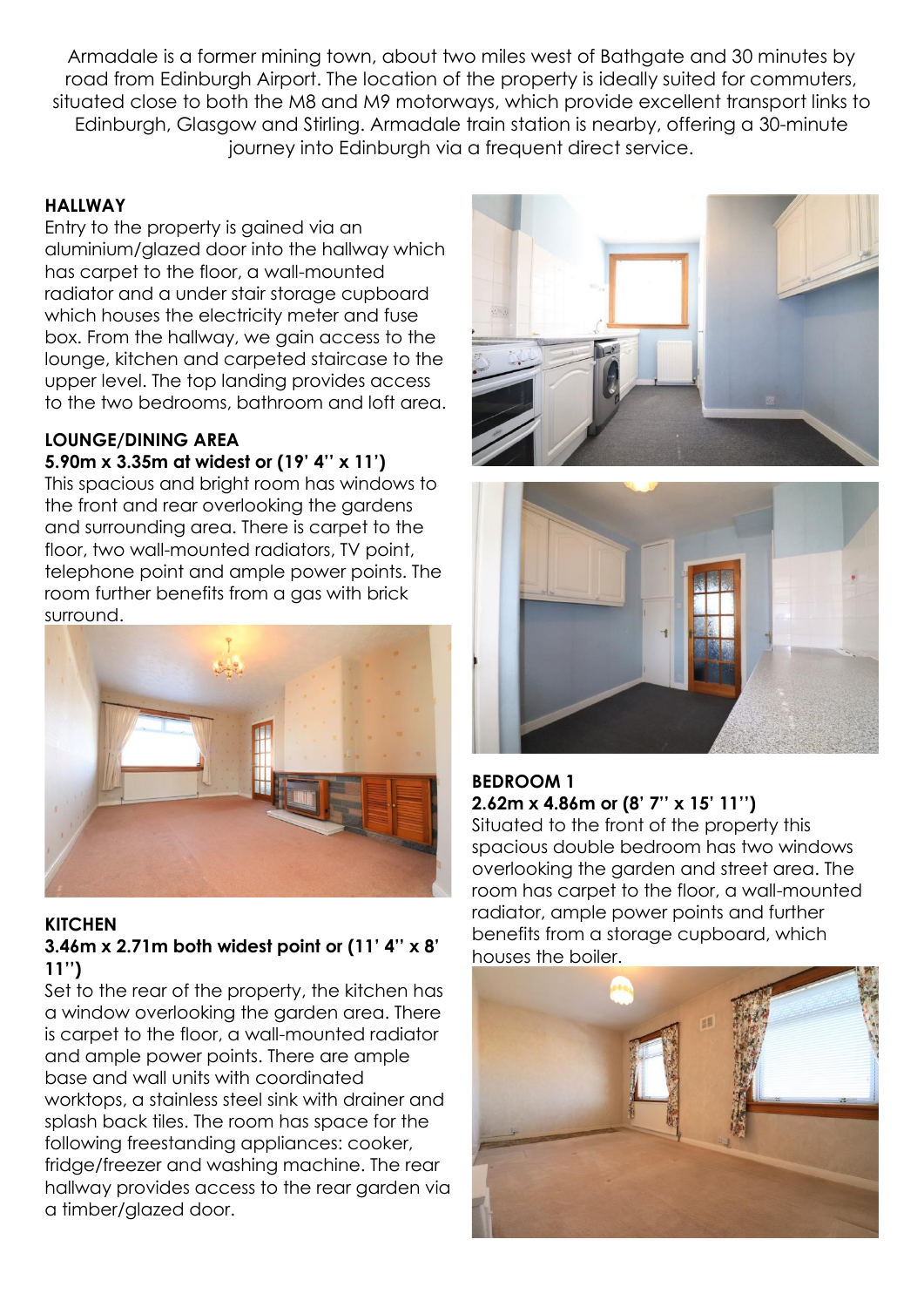Armadale is a former mining town, about two miles west of Bathgate and 30 minutes by road from Edinburgh Airport. The location of the property is ideally suited for commuters, situated close to both the M8 and M9 motorways, which provide excellent transport links to Edinburgh, Glasgow and Stirling. Armadale train station is nearby, offering a 30-minute journey into Edinburgh via a frequent direct service.

**HALLWAY**

Entry to the property is gained via an aluminium/glazed door into the hallway which has carpet to the floor, a wall-mounted radiator and a under stair storage cupboard which houses the electricity meter and fuse box. From the hallway, we gain access to the lounge, kitchen and carpeted staircase to the upper level. The top landing provides access to the two bedrooms, bathroom and loft area.

**LOUNGE/DINING AREA**
**5.90m x 3.35m at widest or (19' 4'' x 11')**

This spacious and bright room has windows to the front and rear overlooking the gardens and surrounding area. There is carpet to the floor, two wall-mounted radiators, TV point, telephone point and ample power points. The room further benefits from a gas with brick surround.

**KITCHEN**
**3.46m x 2.71m both widest point or (11' 4'' x 8' 11'')**

Set to the rear of the property, the kitchen has a window overlooking the garden area. There is carpet to the floor, a wall-mounted radiator and ample power points. There are ample base and wall units with coordinated worktops, a stainless steel sink with drainer and splash back tiles. The room has space for the following freestanding appliances: cooker, fridge/freezer and washing machine. The rear hallway provides access to the rear garden via a timber/glazed door.

**BEDROOM 1**
**2.62m x 4.86m or (8' 7'' x 15' 11'')**

Situated to the front of the property this spacious double bedroom has two windows overlooking the garden and street area. The room has carpet to the floor, a wall-mounted radiator, ample power points and further benefits from a storage cupboard, which houses the boiler.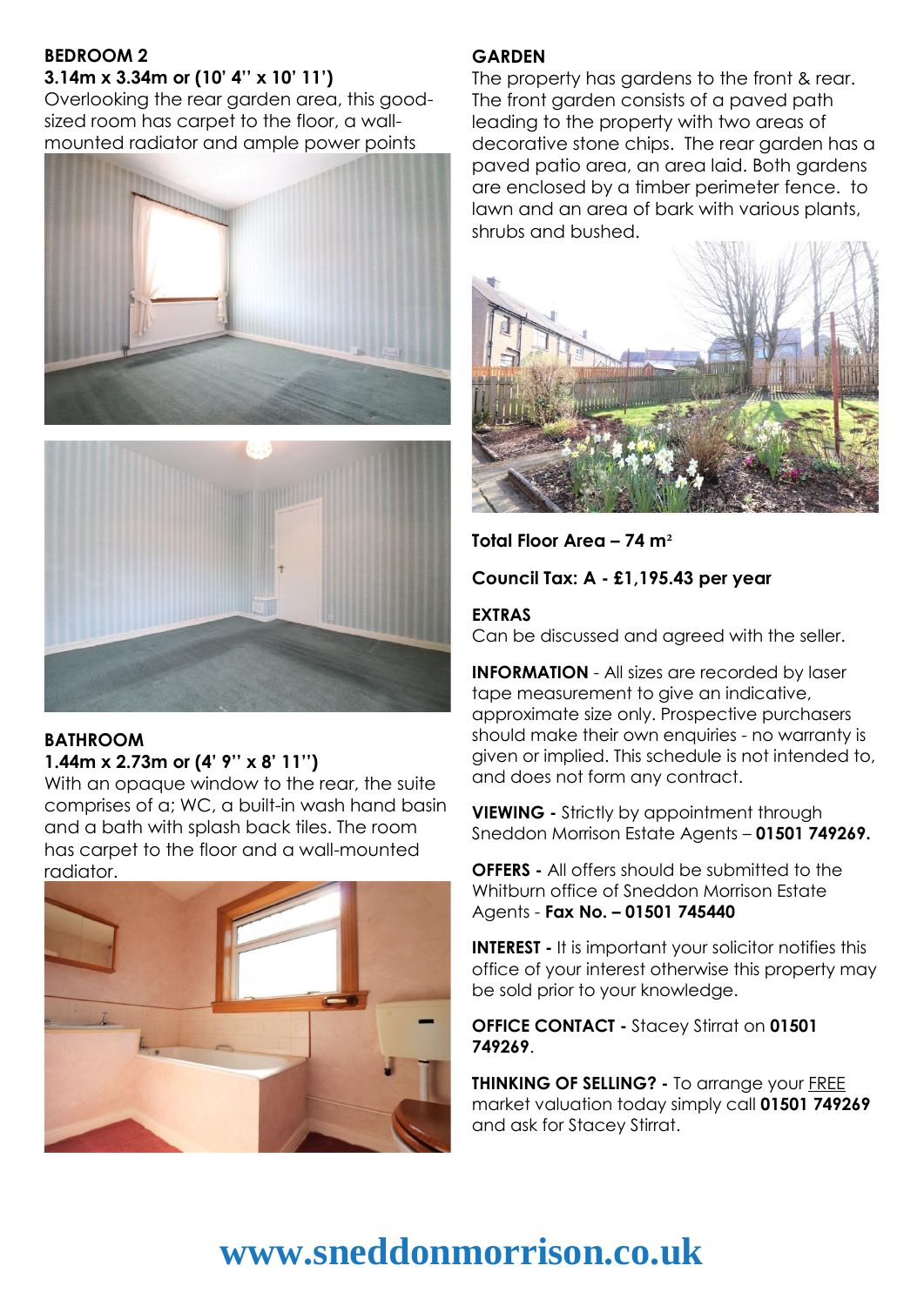## BEDROOM 2

**3.14m x 3.34m or (10' 4'' x 10' 11')**

Overlooking the rear garden area, this good-sized room has carpet to the floor, a wall-mounted radiator and ample power points

## BATHROOM

**1.44m x 2.73m or (4' 9'' x 8' 11'')**

With an opaque window to the rear, the suite comprises of a; WC, a built-in wash hand basin and a bath with splash back tiles. The room has carpet to the floor and a wall-mounted radiator.

## GARDEN

The property has gardens to the front & rear. The front garden consists of a paved path leading to the property with two areas of decorative stone chips. The rear garden has a paved patio area, an area laid. Both gardens are enclosed by a timber perimeter fence. to lawn and an area of bark with various plants, shrubs and bushed.

**Total Floor Area – 74 m²**

**Council Tax: A - £1,195.43 per year**

**EXTRAS**

Can be discussed and agreed with the seller.

**INFORMATION** - All sizes are recorded by laser tape measurement to give an indicative, approximate size only. Prospective purchasers should make their own enquiries - no warranty is given or implied. This schedule is not intended to, and does not form any contract.

**VIEWING -** Strictly by appointment through Sneddon Morrison Estate Agents – **01501 749269.**

**OFFERS -** All offers should be submitted to the Whitburn office of Sneddon Morrison Estate Agents - **Fax No. – 01501 745440**

**INTEREST -** It is important your solicitor notifies this office of your interest otherwise this property may be sold prior to your knowledge.

**OFFICE CONTACT -** Stacey Stirrat on **01501 749269**.

**THINKING OF SELLING? -** To arrange your FREE market valuation today simply call **01501 749269** and ask for Stacey Stirrat.

**www.sneddonmorrison.co.uk**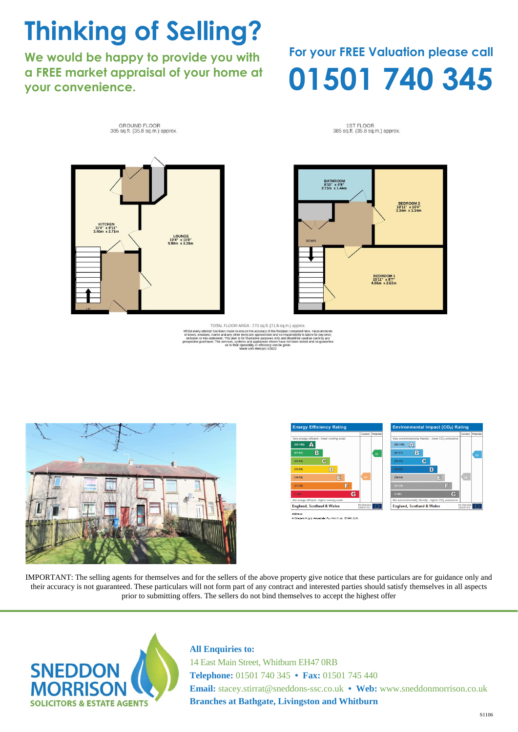# Thinking of Selling?

**We would be happy to provide you with a FREE market appraisal of your home at your convenience.**

**For your FREE Valuation please call**

# 01501 740 345

GROUND FLOOR
385 sq.ft. (35.8 sq.m.) approx.

KITCHEN
11'4" x 8'11"
3.46m x 2.71m

LOUNGE
19'4" x 11'0"
5.90m x 3.35m

UP

1ST FLOOR
385 sq.ft. (35.8 sq.m.) approx.

BATHROOM
8'11" x 4'9"
2.73m x 1.44m

BEDROOM 2
10'11" x 10'4"
3.34m x 3.14m

DOWN

BEDROOM 1
15'11" x 8'7"
4.86m x 2.62m

TOTAL FLOOR AREA : 770 sq.ft. (71.5 sq.m.) approx.

Whilst every attempt has been made to ensure the accuracy of the floorplan contained here, measurements of doors, windows, rooms and any other items are approximate and no responsibility is taken for any error, omission or mis-statement. This plan is for illustrative purposes only and should be used as such by any prospective purchaser. The services, systems and appliances shown have not been tested and no guarantee as to their operability or efficiency can be given.
Made with Metropix ©2022

Energy Efficiency Rating

Current | Potential

Very energy efficient - lower running costs

(92-100) A
(81-91) B
(69-80) C
(55-68) D
(39-54) E
(21-38) F
(1-20) G

Not energy efficient - higher running costs

85
49

England, Scotland & Wales — EU Directive 2002/91/EC

Environmental Impact ($CO_2$) Rating

Current | Potential

Very environmentally friendly - lower $CO_2$ emissions

(92-100) A
(81-91) B
(69-80) C
(55-68) D
(39-54) E
(21-38) F
(1-20) G

Not environmentally friendly - higher $CO_2$ emissions

83
46

England, Scotland & Wales — EU Directive 2002/91/EC

Address
4 Gracie's Road Armadale West Lothian EH48 2LN

IMPORTANT: The selling agents for themselves and for the sellers of the above property give notice that these particulars are for guidance only and their accuracy is not guaranteed. These particulars will not form part of any contract and interested parties should satisfy themselves in all aspects prior to submitting offers. The sellers do not bind themselves to accept the highest offer

SNEDDON MORRISON
SOLICITORS & ESTATE AGENTS

**All Enquiries to:**
14 East Main Street, Whitburn EH47 0RB
**Telephone:** 01501 740 345 • **Fax:** 01501 745 440
**Email:** stacey.stirrat@sneddons-ssc.co.uk • **Web:** www.sneddonmorrison.co.uk
**Branches at Bathgate, Livingston and Whitburn**

S1106